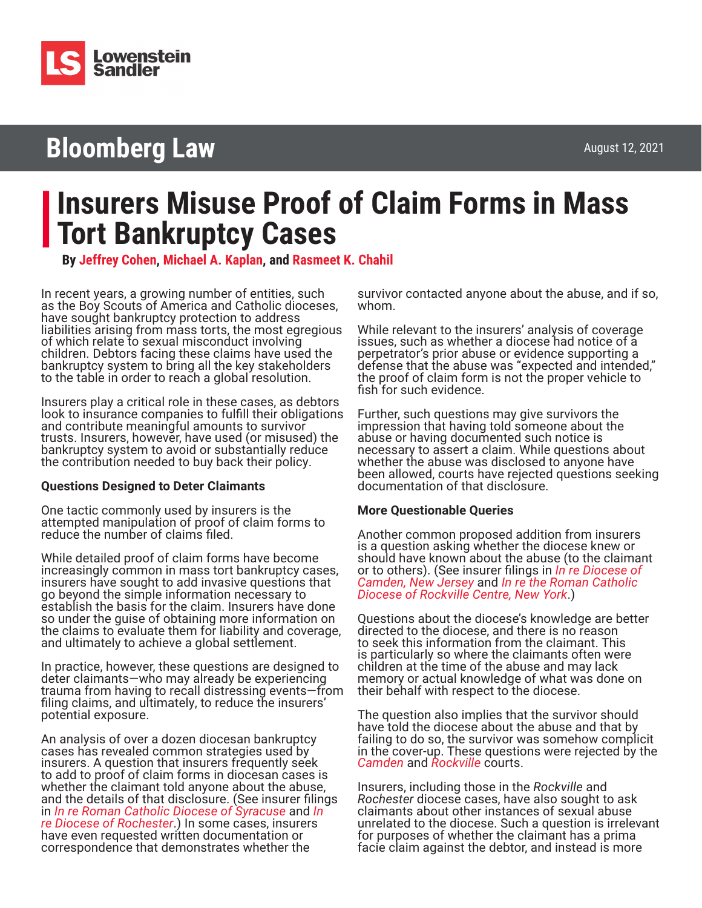Lowenstein Sandler

Bloomberg Law

August 12, 2021

# Insurers Misuse Proof of Claim Forms in Mass Tort Bankruptcy Cases

**By Jeffrey Cohen, Michael A. Kaplan, and Rasmeet K. Chahil**

In recent years, a growing number of entities, such as the Boy Scouts of America and Catholic dioceses, have sought bankruptcy protection to address liabilities arising from mass torts, the most egregious of which relate to sexual misconduct involving children. Debtors facing these claims have used the bankruptcy system to bring all the key stakeholders to the table in order to reach a global resolution.

Insurers play a critical role in these cases, as debtors look to insurance companies to fulfill their obligations and contribute meaningful amounts to survivor trusts. Insurers, however, have used (or misused) the bankruptcy system to avoid or substantially reduce the contribution needed to buy back their policy.

**Questions Designed to Deter Claimants**

One tactic commonly used by insurers is the attempted manipulation of proof of claim forms to reduce the number of claims filed.

While detailed proof of claim forms have become increasingly common in mass tort bankruptcy cases, insurers have sought to add invasive questions that go beyond the simple information necessary to establish the basis for the claim. Insurers have done so under the guise of obtaining more information on the claims to evaluate them for liability and coverage, and ultimately to achieve a global settlement.

In practice, however, these questions are designed to deter claimants—who may already be experiencing trauma from having to recall distressing events—from filing claims, and ultimately, to reduce the insurers' potential exposure.

An analysis of over a dozen diocesan bankruptcy cases has revealed common strategies used by insurers. A question that insurers frequently seek to add to proof of claim forms in diocesan cases is whether the claimant told anyone about the abuse, and the details of that disclosure. (See insurer filings in *In re Roman Catholic Diocese of Syracuse* and *In re Diocese of Rochester*.) In some cases, insurers have even requested written documentation or correspondence that demonstrates whether the survivor contacted anyone about the abuse, and if so, whom.

While relevant to the insurers' analysis of coverage issues, such as whether a diocese had notice of a perpetrator's prior abuse or evidence supporting a defense that the abuse was "expected and intended," the proof of claim form is not the proper vehicle to fish for such evidence.

Further, such questions may give survivors the impression that having told someone about the abuse or having documented such notice is necessary to assert a claim. While questions about whether the abuse was disclosed to anyone have been allowed, courts have rejected questions seeking documentation of that disclosure.

**More Questionable Queries**

Another common proposed addition from insurers is a question asking whether the diocese knew or should have known about the abuse (to the claimant or to others). (See insurer filings in *In re Diocese of Camden, New Jersey* and *In re the Roman Catholic Diocese of Rockville Centre, New York*.)

Questions about the diocese's knowledge are better directed to the diocese, and there is no reason to seek this information from the claimant. This is particularly so where the claimants often were children at the time of the abuse and may lack memory or actual knowledge of what was done on their behalf with respect to the diocese.

The question also implies that the survivor should have told the diocese about the abuse and that by failing to do so, the survivor was somehow complicit in the cover-up. These questions were rejected by the *Camden* and *Rockville* courts.

Insurers, including those in the *Rockville* and *Rochester* diocese cases, have also sought to ask claimants about other instances of sexual abuse unrelated to the diocese. Such a question is irrelevant for purposes of whether the claimant has a prima facie claim against the debtor, and instead is more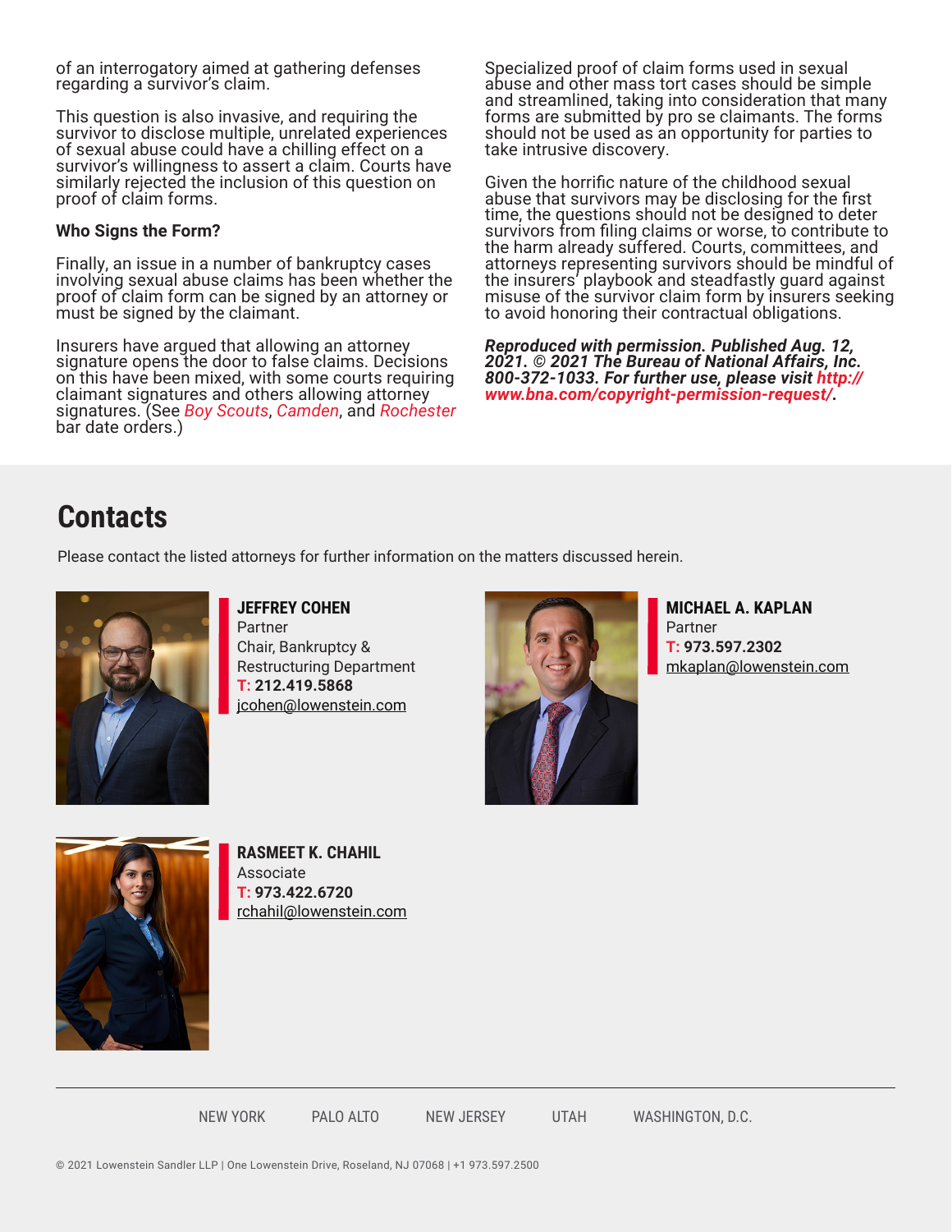of an interrogatory aimed at gathering defenses regarding a survivor's claim.

This question is also invasive, and requiring the survivor to disclose multiple, unrelated experiences of sexual abuse could have a chilling effect on a survivor's willingness to assert a claim. Courts have similarly rejected the inclusion of this question on proof of claim forms.

**Who Signs the Form?**

Finally, an issue in a number of bankruptcy cases involving sexual abuse claims has been whether the proof of claim form can be signed by an attorney or must be signed by the claimant.

Insurers have argued that allowing an attorney signature opens the door to false claims. Decisions on this have been mixed, with some courts requiring claimant signatures and others allowing attorney signatures. (See *Boy Scouts*, *Camden*, and *Rochester* bar date orders.)

Specialized proof of claim forms used in sexual abuse and other mass tort cases should be simple and streamlined, taking into consideration that many forms are submitted by pro se claimants. The forms should not be used as an opportunity for parties to take intrusive discovery.

Given the horrific nature of the childhood sexual abuse that survivors may be disclosing for the first time, the questions should not be designed to deter survivors from filing claims or worse, to contribute to the harm already suffered. Courts, committees, and attorneys representing survivors should be mindful of the insurers' playbook and steadfastly guard against misuse of the survivor claim form by insurers seeking to avoid honoring their contractual obligations.

***Reproduced with permission. Published Aug. 12, 2021. © 2021 The Bureau of National Affairs, Inc. 800-372-1033. For further use, please visit http://www.bna.com/copyright-permission-request/.***

## Contacts

Please contact the listed attorneys for further information on the matters discussed herein.

**JEFFREY COHEN**
Partner
Chair, Bankruptcy & Restructuring Department
**T: 212.419.5868**
jcohen@lowenstein.com

**MICHAEL A. KAPLAN**
Partner
**T: 973.597.2302**
mkaplan@lowenstein.com

**RASMEET K. CHAHIL**
Associate
**T: 973.422.6720**
rchahil@lowenstein.com

NEW YORK | PALO ALTO | NEW JERSEY | UTAH | WASHINGTON, D.C.

© 2021 Lowenstein Sandler LLP | One Lowenstein Drive, Roseland, NJ 07068 | +1 973.597.2500